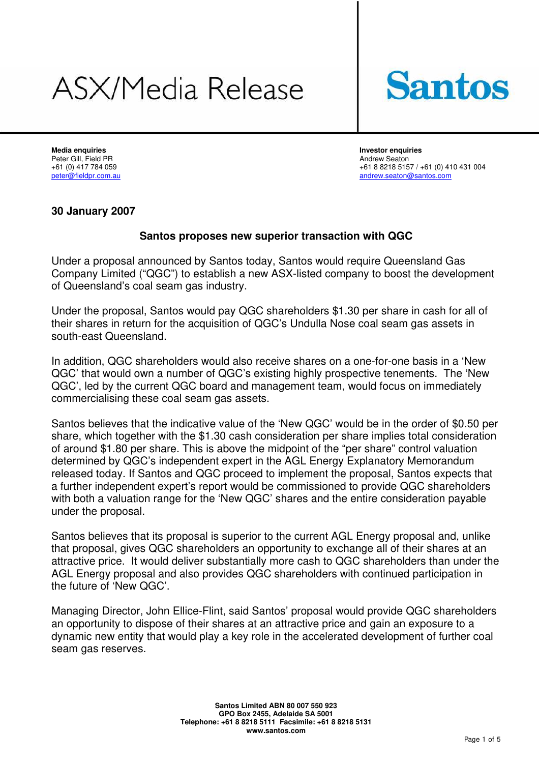# ASX/Media Release

Santos

**Media enquiries**
Peter Gill, Field PR
+61 (0) 417 784 059
peter@fieldpr.com.au

**Investor enquiries**
Andrew Seaton
+61 8 8218 5157 / +61 (0) 410 431 004
andrew.seaton@santos.com

**30 January 2007**

## Santos proposes new superior transaction with QGC

Under a proposal announced by Santos today, Santos would require Queensland Gas Company Limited ("QGC") to establish a new ASX-listed company to boost the development of Queensland's coal seam gas industry.

Under the proposal, Santos would pay QGC shareholders $1.30 per share in cash for all of their shares in return for the acquisition of QGC's Undulla Nose coal seam gas assets in south-east Queensland.

In addition, QGC shareholders would also receive shares on a one-for-one basis in a 'New QGC' that would own a number of QGC's existing highly prospective tenements. The 'New QGC', led by the current QGC board and management team, would focus on immediately commercialising these coal seam gas assets.

Santos believes that the indicative value of the 'New QGC' would be in the order of $0.50 per share, which together with the $1.30 cash consideration per share implies total consideration of around $1.80 per share. This is above the midpoint of the "per share" control valuation determined by QGC's independent expert in the AGL Energy Explanatory Memorandum released today. If Santos and QGC proceed to implement the proposal, Santos expects that a further independent expert's report would be commissioned to provide QGC shareholders with both a valuation range for the 'New QGC' shares and the entire consideration payable under the proposal.

Santos believes that its proposal is superior to the current AGL Energy proposal and, unlike that proposal, gives QGC shareholders an opportunity to exchange all of their shares at an attractive price. It would deliver substantially more cash to QGC shareholders than under the AGL Energy proposal and also provides QGC shareholders with continued participation in the future of 'New QGC'.

Managing Director, John Ellice-Flint, said Santos' proposal would provide QGC shareholders an opportunity to dispose of their shares at an attractive price and gain an exposure to a dynamic new entity that would play a key role in the accelerated development of further coal seam gas reserves.

**Santos Limited ABN 80 007 550 923**
**GPO Box 2455, Adelaide SA 5001**
**Telephone: +61 8 8218 5111 Facsimile: +61 8 8218 5131**
**www.santos.com**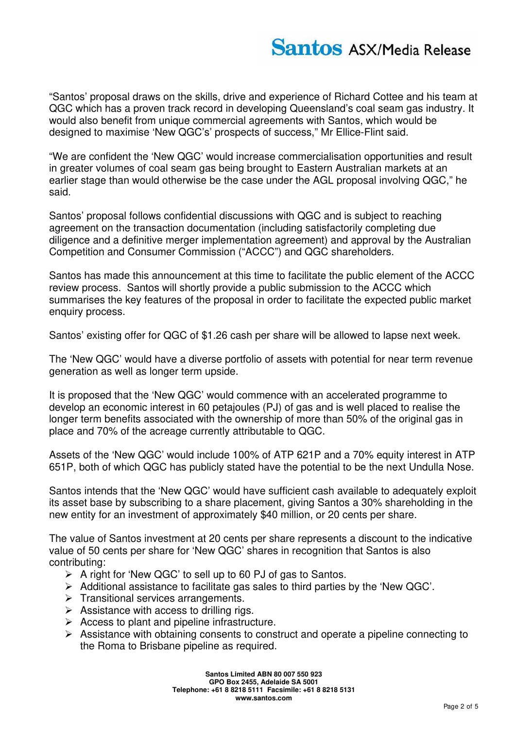"Santos' proposal draws on the skills, drive and experience of Richard Cottee and his team at QGC which has a proven track record in developing Queensland's coal seam gas industry. It would also benefit from unique commercial agreements with Santos, which would be designed to maximise 'New QGC's' prospects of success," Mr Ellice-Flint said.

"We are confident the 'New QGC' would increase commercialisation opportunities and result in greater volumes of coal seam gas being brought to Eastern Australian markets at an earlier stage than would otherwise be the case under the AGL proposal involving QGC," he said.

Santos' proposal follows confidential discussions with QGC and is subject to reaching agreement on the transaction documentation (including satisfactorily completing due diligence and a definitive merger implementation agreement) and approval by the Australian Competition and Consumer Commission ("ACCC") and QGC shareholders.

Santos has made this announcement at this time to facilitate the public element of the ACCC review process. Santos will shortly provide a public submission to the ACCC which summarises the key features of the proposal in order to facilitate the expected public market enquiry process.

Santos' existing offer for QGC of $1.26 cash per share will be allowed to lapse next week.

The 'New QGC' would have a diverse portfolio of assets with potential for near term revenue generation as well as longer term upside.

It is proposed that the 'New QGC' would commence with an accelerated programme to develop an economic interest in 60 petajoules (PJ) of gas and is well placed to realise the longer term benefits associated with the ownership of more than 50% of the original gas in place and 70% of the acreage currently attributable to QGC.

Assets of the 'New QGC' would include 100% of ATP 621P and a 70% equity interest in ATP 651P, both of which QGC has publicly stated have the potential to be the next Undulla Nose.

Santos intends that the 'New QGC' would have sufficient cash available to adequately exploit its asset base by subscribing to a share placement, giving Santos a 30% shareholding in the new entity for an investment of approximately $40 million, or 20 cents per share.

The value of Santos investment at 20 cents per share represents a discount to the indicative value of 50 cents per share for 'New QGC' shares in recognition that Santos is also contributing:

- A right for 'New QGC' to sell up to 60 PJ of gas to Santos.
- Additional assistance to facilitate gas sales to third parties by the 'New QGC'.
- Transitional services arrangements.
- Assistance with access to drilling rigs.
- Access to plant and pipeline infrastructure.
- Assistance with obtaining consents to construct and operate a pipeline connecting to the Roma to Brisbane pipeline as required.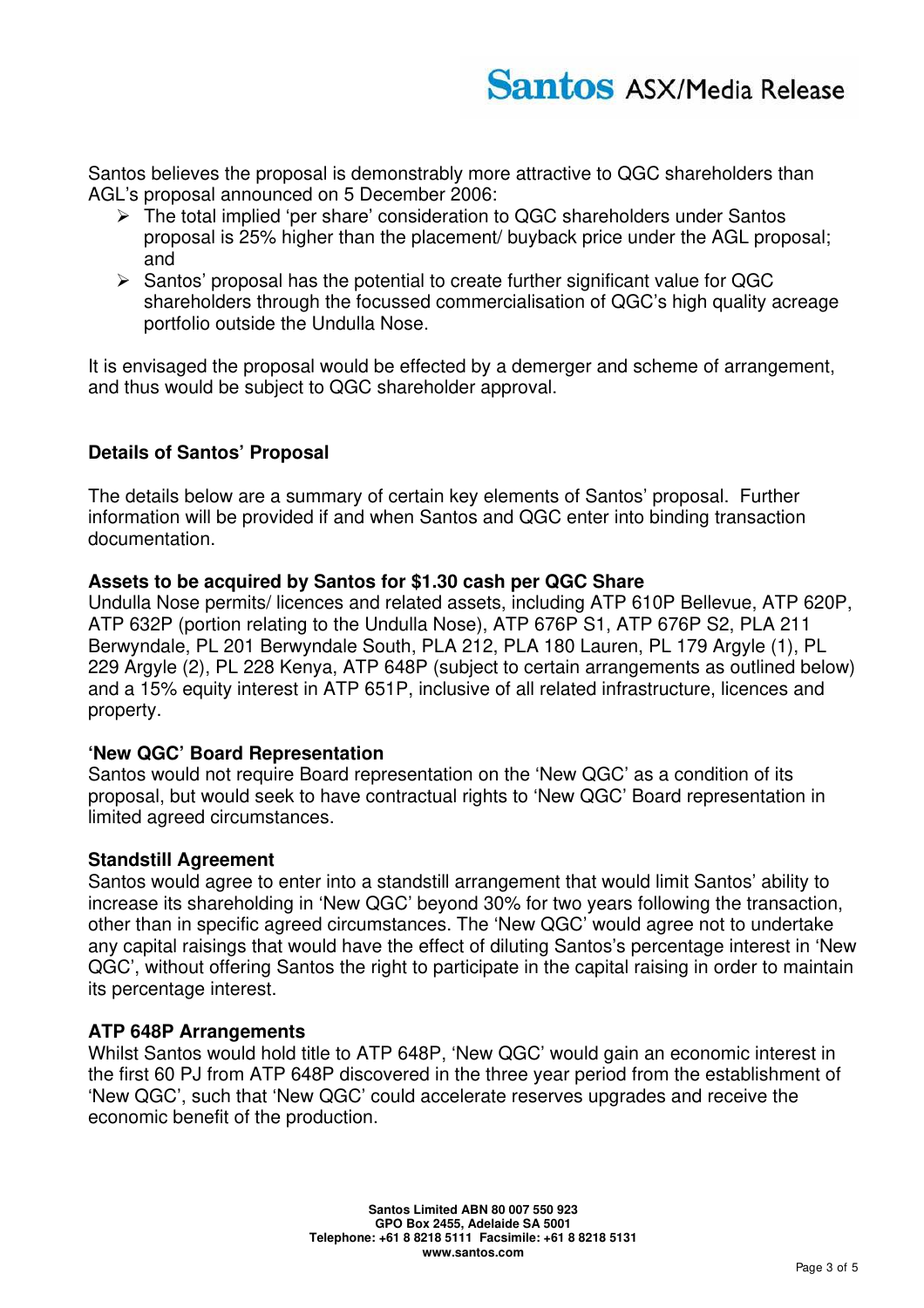Santos believes the proposal is demonstrably more attractive to QGC shareholders than AGL's proposal announced on 5 December 2006:

- The total implied 'per share' consideration to QGC shareholders under Santos proposal is 25% higher than the placement/ buyback price under the AGL proposal; and
- Santos' proposal has the potential to create further significant value for QGC shareholders through the focussed commercialisation of QGC's high quality acreage portfolio outside the Undulla Nose.

It is envisaged the proposal would be effected by a demerger and scheme of arrangement, and thus would be subject to QGC shareholder approval.

## Details of Santos' Proposal

The details below are a summary of certain key elements of Santos' proposal. Further information will be provided if and when Santos and QGC enter into binding transaction documentation.

### Assets to be acquired by Santos for $1.30 cash per QGC Share

Undulla Nose permits/ licences and related assets, including ATP 610P Bellevue, ATP 620P, ATP 632P (portion relating to the Undulla Nose), ATP 676P S1, ATP 676P S2, PLA 211 Berwyndale, PL 201 Berwyndale South, PLA 212, PLA 180 Lauren, PL 179 Argyle (1), PL 229 Argyle (2), PL 228 Kenya, ATP 648P (subject to certain arrangements as outlined below) and a 15% equity interest in ATP 651P, inclusive of all related infrastructure, licences and property.

### 'New QGC' Board Representation

Santos would not require Board representation on the 'New QGC' as a condition of its proposal, but would seek to have contractual rights to 'New QGC' Board representation in limited agreed circumstances.

### Standstill Agreement

Santos would agree to enter into a standstill arrangement that would limit Santos' ability to increase its shareholding in 'New QGC' beyond 30% for two years following the transaction, other than in specific agreed circumstances. The 'New QGC' would agree not to undertake any capital raisings that would have the effect of diluting Santos's percentage interest in 'New QGC', without offering Santos the right to participate in the capital raising in order to maintain its percentage interest.

### ATP 648P Arrangements

Whilst Santos would hold title to ATP 648P, 'New QGC' would gain an economic interest in the first 60 PJ from ATP 648P discovered in the three year period from the establishment of 'New QGC', such that 'New QGC' could accelerate reserves upgrades and receive the economic benefit of the production.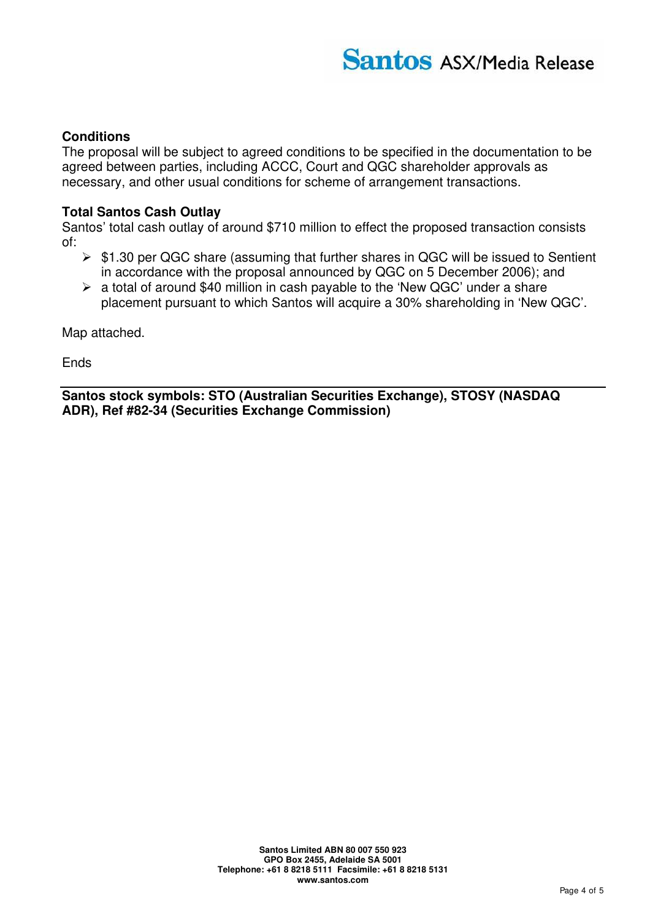### Conditions

The proposal will be subject to agreed conditions to be specified in the documentation to be agreed between parties, including ACCC, Court and QGC shareholder approvals as necessary, and other usual conditions for scheme of arrangement transactions.

### Total Santos Cash Outlay

Santos' total cash outlay of around $710 million to effect the proposed transaction consists of:

- $1.30 per QGC share (assuming that further shares in QGC will be issued to Sentient in accordance with the proposal announced by QGC on 5 December 2006); and
- a total of around $40 million in cash payable to the 'New QGC' under a share placement pursuant to which Santos will acquire a 30% shareholding in 'New QGC'.

Map attached.

Ends

---

**Santos stock symbols: STO (Australian Securities Exchange), STOSY (NASDAQ ADR), Ref #82-34 (Securities Exchange Commission)**

**Santos Limited ABN 80 007 550 923**
**GPO Box 2455, Adelaide SA 5001**
**Telephone: +61 8 8218 5111 Facsimile: +61 8 8218 5131**
**www.santos.com**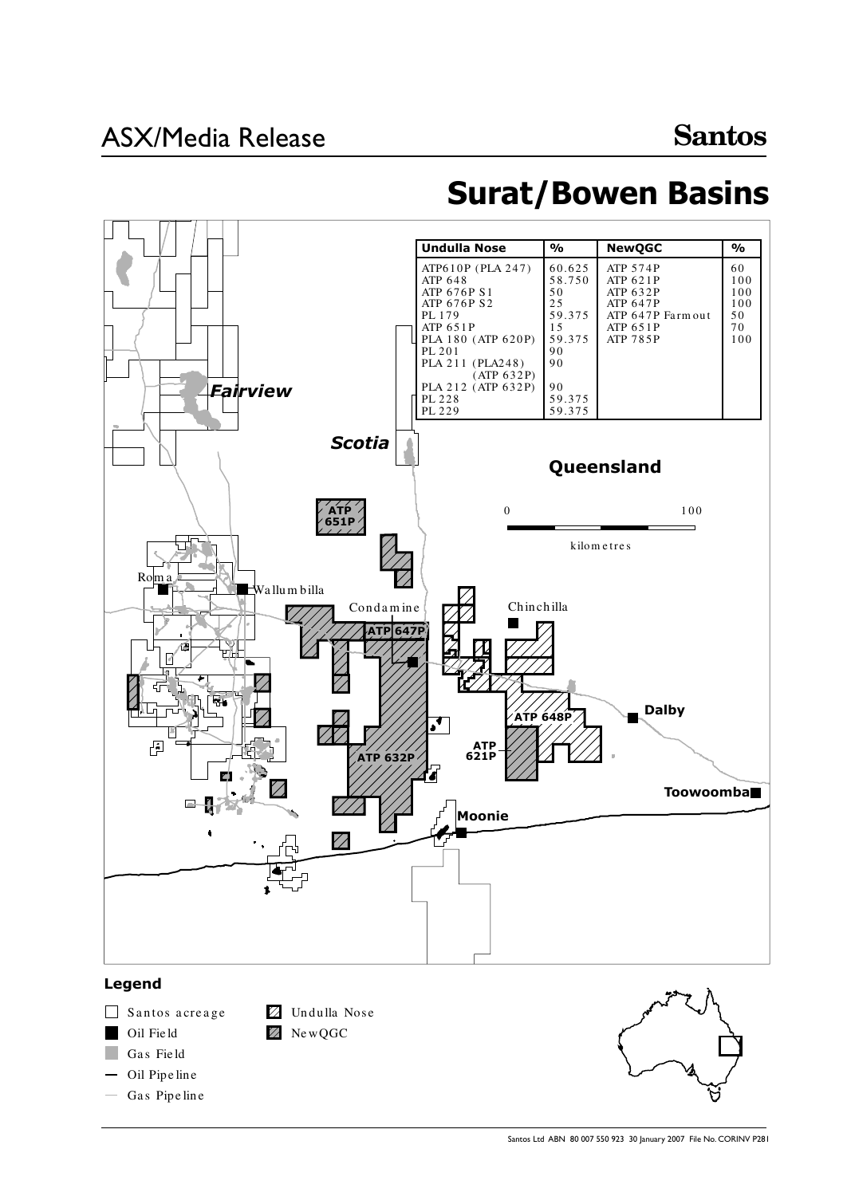# Surat/Bowen Basins

| Undulla Nose | % | NewQGC | % |
|---|---|---|---|
| ATP610P (PLA 247) | 60.625 | ATP 574P | 60 |
| ATP 648 | 58.750 | ATP 621P | 100 |
| ATP 676P S1 | 50 | ATP 632P | 100 |
| ATP 676P S2 | 25 | ATP 647P | 100 |
| PL 179 | 59.375 | ATP 647P Farmout | 50 |
| ATP 651P | 15 | ATP 651P | 70 |
| PLA 180 (ATP 620P) | 59.375 | ATP 785P | 100 |
| PL 201 | 90 | | |
| PLA 211 (PLA248) (ATP 632P) | 90 | | |
| PLA 212 (ATP 632P) | 90 | | |
| PL 228 | 59.375 | | |
| PL 229 | 59.375 | | |

Fairview
Scotia
Queensland
0
100
kilometres
ATP 651P
Roma
Wallumbilla
Condamine
Chinchilla
ATP 647P
ATP 648P
Dalby
ATP 621P
ATP 632P
Toowoomba
Moonie

**Legend**

Santos acreage
Oil Field
Gas Field
Oil Pipeline
Gas Pipeline
Undulla Nose
NewQGC

Santos Ltd ABN 80 007 550 923 30 January 2007 File No. CORINV P281